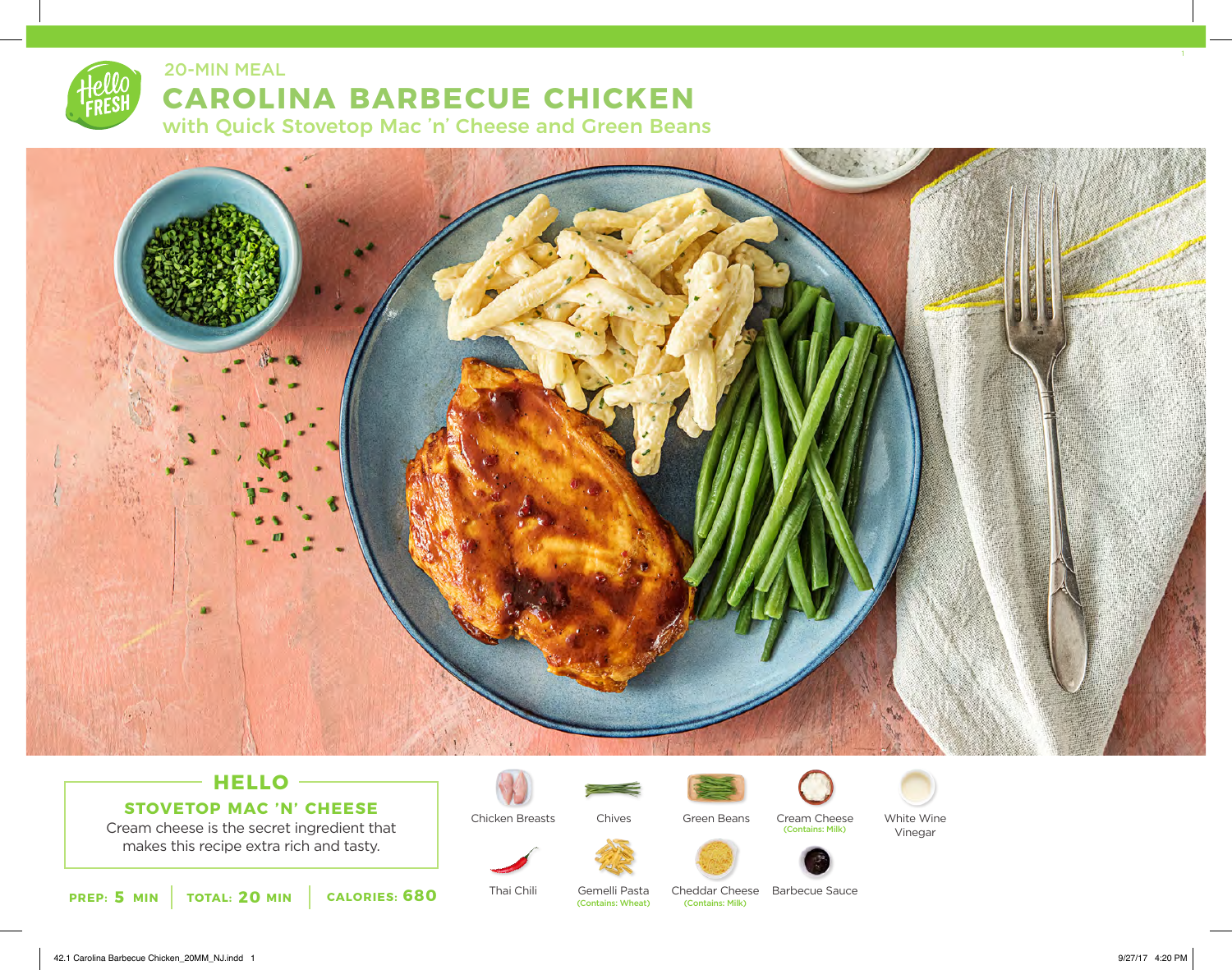20-MIN MEAL

# CAROLINA BARBECUE CHICKEN

## with Quick Stovetop Mac 'n' Cheese and Green Beans

### HELLO

**STOVETOP MAC 'N' CHEESE**

Cream cheese is the secret ingredient that makes this recipe extra rich and tasty.

**PREP: 5 MIN** | **TOTAL: 20 MIN** | **CALORIES: 680**

- Chicken Breasts
- Chives
- Green Beans
- Cream Cheese (Contains: Milk)
- White Wine Vinegar
- Thai Chili
- Gemelli Pasta (Contains: Wheat)
- Cheddar Cheese (Contains: Milk)
- Barbecue Sauce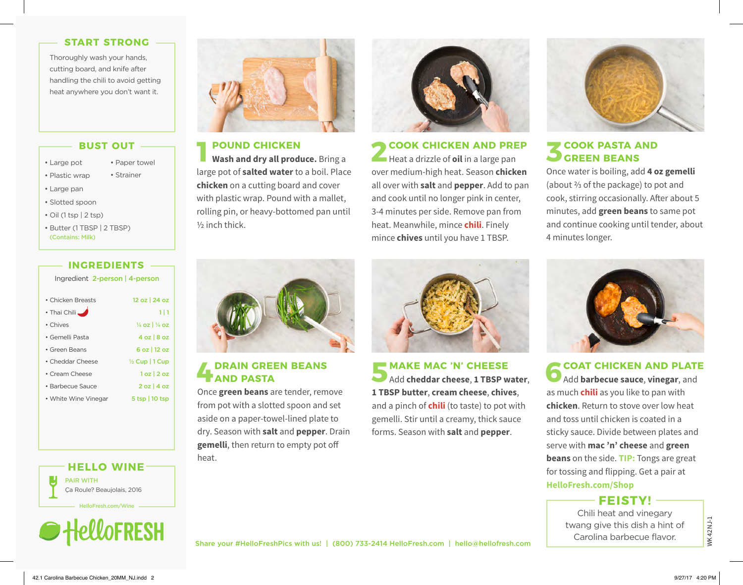## START STRONG

Thoroughly wash your hands, cutting board, and knife after handling the chili to avoid getting heat anywhere you don't want it.

## BUST OUT

- Large pot
- Plastic wrap
- Large pan
- Slotted spoon
- Oil (1 tsp | 2 tsp)
- Butter (1 TBSP | 2 TBSP) (Contains: Milk)
- Paper towel
- Strainer

## INGREDIENTS

| Ingredient | 2-person \| 4-person |
|---|---|
| Chicken Breasts | 12 oz \| 24 oz |
| Thai Chili | 1 \| 1 |
| Chives | ¼ oz \| ¼ oz |
| Gemelli Pasta | 4 oz \| 8 oz |
| Green Beans | 6 oz \| 12 oz |
| Cheddar Cheese | ½ Cup \| 1 Cup |
| Cream Cheese | 1 oz \| 2 oz |
| Barbecue Sauce | 2 oz \| 4 oz |
| White Wine Vinegar | 5 tsp \| 10 tsp |

## HELLO WINE

PAIR WITH
Ça Roule? Beaujolais, 2016

HelloFresh.com/Wine

HelloFRESH

## 1 POUND CHICKEN

**Wash and dry all produce.** Bring a large pot of **salted water** to a boil. Place **chicken** on a cutting board and cover with plastic wrap. Pound with a mallet, rolling pin, or heavy-bottomed pan until ½ inch thick.

## 2 COOK CHICKEN AND PREP

Heat a drizzle of **oil** in a large pan over medium-high heat. Season **chicken** all over with **salt** and **pepper**. Add to pan and cook until no longer pink in center, 3-4 minutes per side. Remove pan from heat. Meanwhile, mince **chili**. Finely mince **chives** until you have 1 TBSP.

## 3 COOK PASTA AND GREEN BEANS

Once water is boiling, add **4 oz gemelli** (about ⅔ of the package) to pot and cook, stirring occasionally. After about 5 minutes, add **green beans** to same pot and continue cooking until tender, about 4 minutes longer.

## 4 DRAIN GREEN BEANS AND PASTA

Once **green beans** are tender, remove from pot with a slotted spoon and set aside on a paper-towel-lined plate to dry. Season with **salt** and **pepper**. Drain **gemelli**, then return to empty pot off heat.

## 5 MAKE MAC 'N' CHEESE

Add **cheddar cheese**, **1 TBSP water**, **1 TBSP butter**, **cream cheese**, **chives**, and a pinch of **chili** (to taste) to pot with gemelli. Stir until a creamy, thick sauce forms. Season with **salt** and **pepper**.

## 6 COAT CHICKEN AND PLATE

Add **barbecue sauce**, **vinegar**, and as much **chili** as you like to pan with **chicken**. Return to stove over low heat and toss until chicken is coated in a sticky sauce. Divide between plates and serve with **mac 'n' cheese** and **green beans** on the side. **TIP:** Tongs are great for tossing and flipping. Get a pair at **HelloFresh.com/Shop**

## FEISTY!

Chili heat and vinegary twang give this dish a hint of Carolina barbecue flavor.

WK42NJ-1

Share your #HelloFreshPics with us! | (800) 733-2414 HelloFresh.com | hello@hellofresh.com